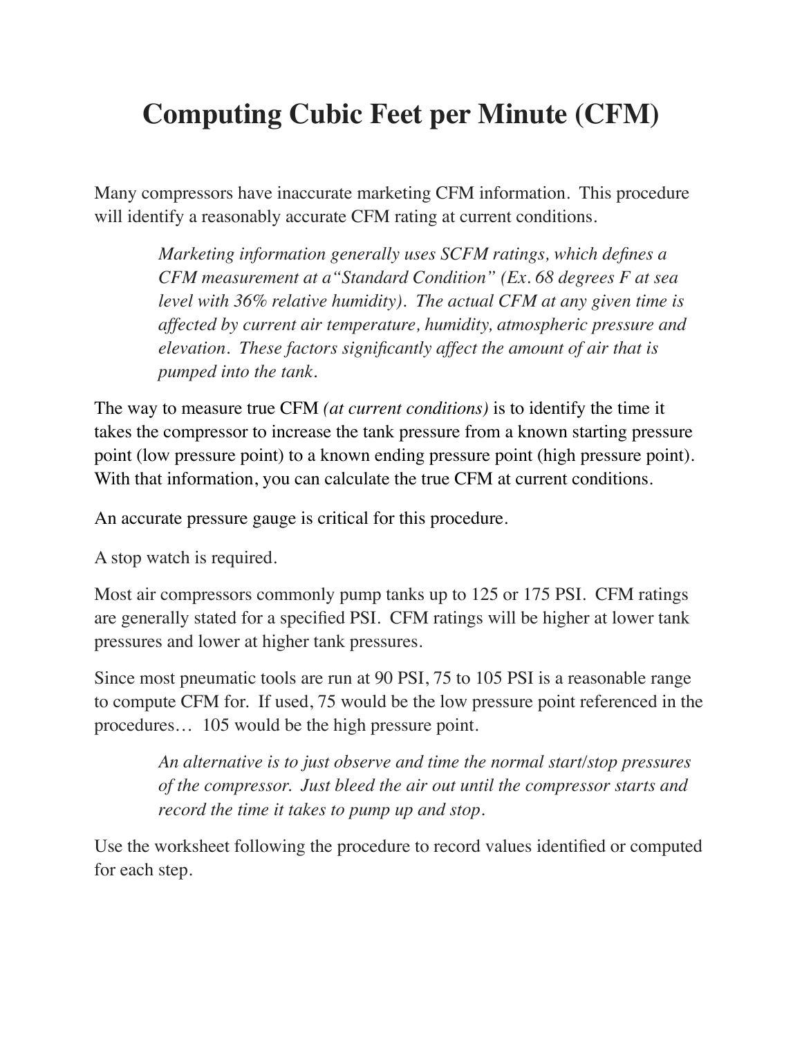# Computing Cubic Feet per Minute (CFM)

Many compressors have inaccurate marketing CFM information. This procedure will identify a reasonably accurate CFM rating at current conditions.

> *Marketing information generally uses SCFM ratings, which defines a CFM measurement at a"Standard Condition" (Ex. 68 degrees F at sea level with 36% relative humidity). The actual CFM at any given time is affected by current air temperature, humidity, atmospheric pressure and elevation. These factors significantly affect the amount of air that is pumped into the tank.*

The way to measure true CFM *(at current conditions)* is to identify the time it takes the compressor to increase the tank pressure from a known starting pressure point (low pressure point) to a known ending pressure point (high pressure point). With that information, you can calculate the true CFM at current conditions.

An accurate pressure gauge is critical for this procedure.

A stop watch is required.

Most air compressors commonly pump tanks up to 125 or 175 PSI. CFM ratings are generally stated for a specified PSI. CFM ratings will be higher at lower tank pressures and lower at higher tank pressures.

Since most pneumatic tools are run at 90 PSI, 75 to 105 PSI is a reasonable range to compute CFM for. If used, 75 would be the low pressure point referenced in the procedures… 105 would be the high pressure point.

> *An alternative is to just observe and time the normal start/stop pressures of the compressor. Just bleed the air out until the compressor starts and record the time it takes to pump up and stop.*

Use the worksheet following the procedure to record values identified or computed for each step.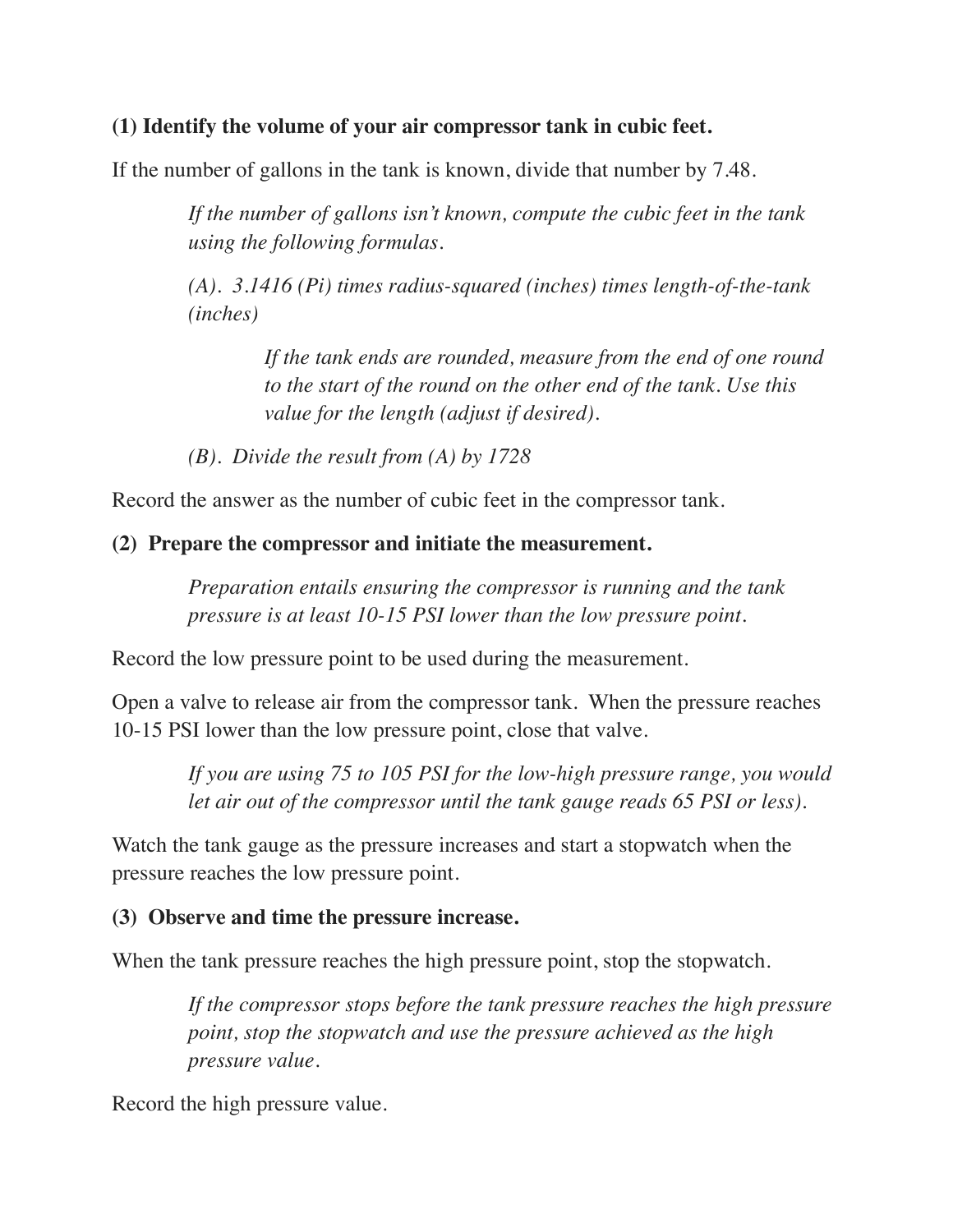**(1) Identify the volume of your air compressor tank in cubic feet.**

If the number of gallons in the tank is known, divide that number by 7.48.

> *If the number of gallons isn't known, compute the cubic feet in the tank using the following formulas.*
>
> *(A). 3.1416 (Pi) times radius-squared (inches) times length-of-the-tank (inches)*
>
> > *If the tank ends are rounded, measure from the end of one round to the start of the round on the other end of the tank. Use this value for the length (adjust if desired).*
>
> *(B). Divide the result from (A) by 1728*

Record the answer as the number of cubic feet in the compressor tank.

**(2) Prepare the compressor and initiate the measurement.**

> *Preparation entails ensuring the compressor is running and the tank pressure is at least 10-15 PSI lower than the low pressure point.*

Record the low pressure point to be used during the measurement.

Open a valve to release air from the compressor tank. When the pressure reaches 10-15 PSI lower than the low pressure point, close that valve.

> *If you are using 75 to 105 PSI for the low-high pressure range, you would let air out of the compressor until the tank gauge reads 65 PSI or less).*

Watch the tank gauge as the pressure increases and start a stopwatch when the pressure reaches the low pressure point.

**(3) Observe and time the pressure increase.**

When the tank pressure reaches the high pressure point, stop the stopwatch.

> *If the compressor stops before the tank pressure reaches the high pressure point, stop the stopwatch and use the pressure achieved as the high pressure value.*

Record the high pressure value.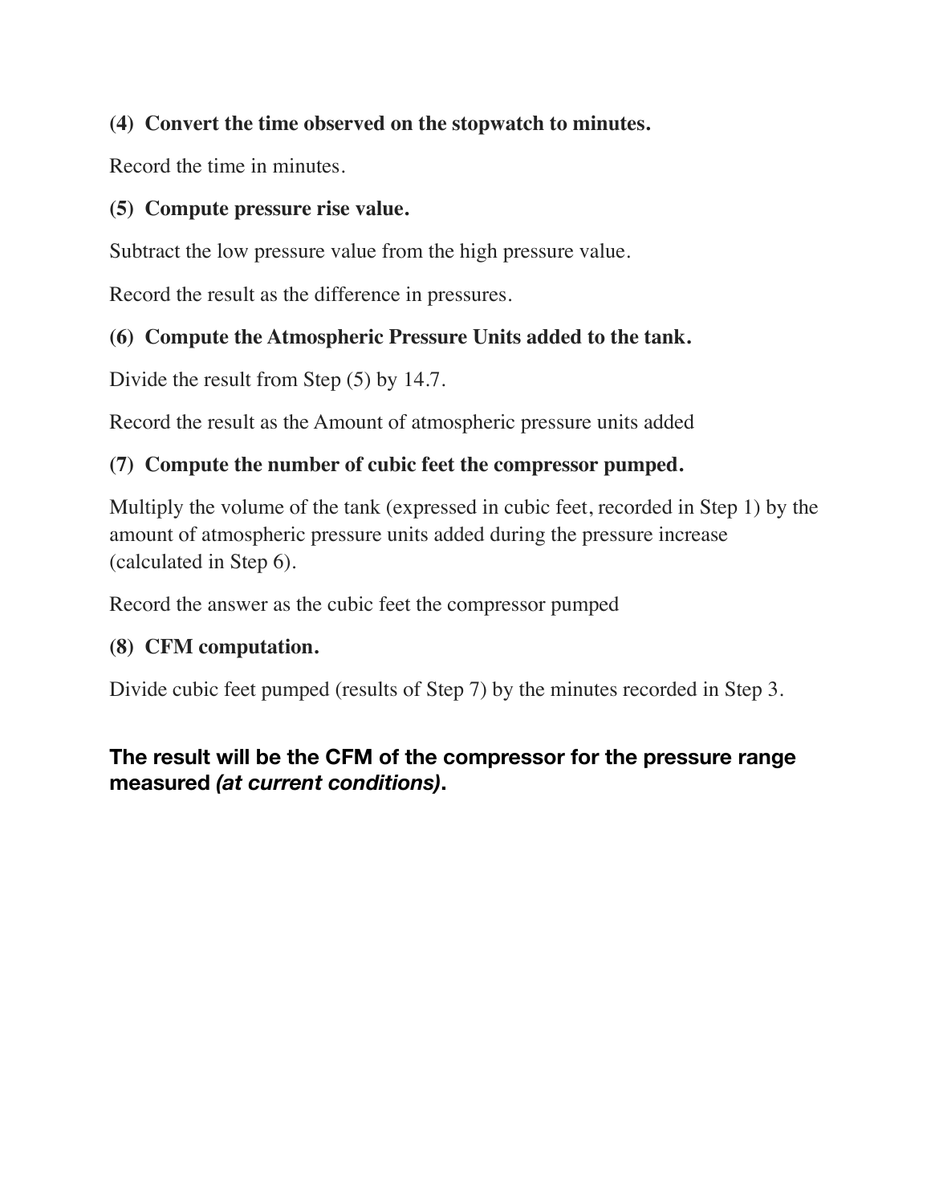**(4) Convert the time observed on the stopwatch to minutes.**

Record the time in minutes.

**(5) Compute pressure rise value.**

Subtract the low pressure value from the high pressure value.

Record the result as the difference in pressures.

**(6) Compute the Atmospheric Pressure Units added to the tank.**

Divide the result from Step (5) by 14.7.

Record the result as the Amount of atmospheric pressure units added

**(7) Compute the number of cubic feet the compressor pumped.**

Multiply the volume of the tank (expressed in cubic feet, recorded in Step 1) by the amount of atmospheric pressure units added during the pressure increase (calculated in Step 6).

Record the answer as the cubic feet the compressor pumped

**(8) CFM computation.**

Divide cubic feet pumped (results of Step 7) by the minutes recorded in Step 3.

**The result will be the CFM of the compressor for the pressure range measured *(at current conditions)*.**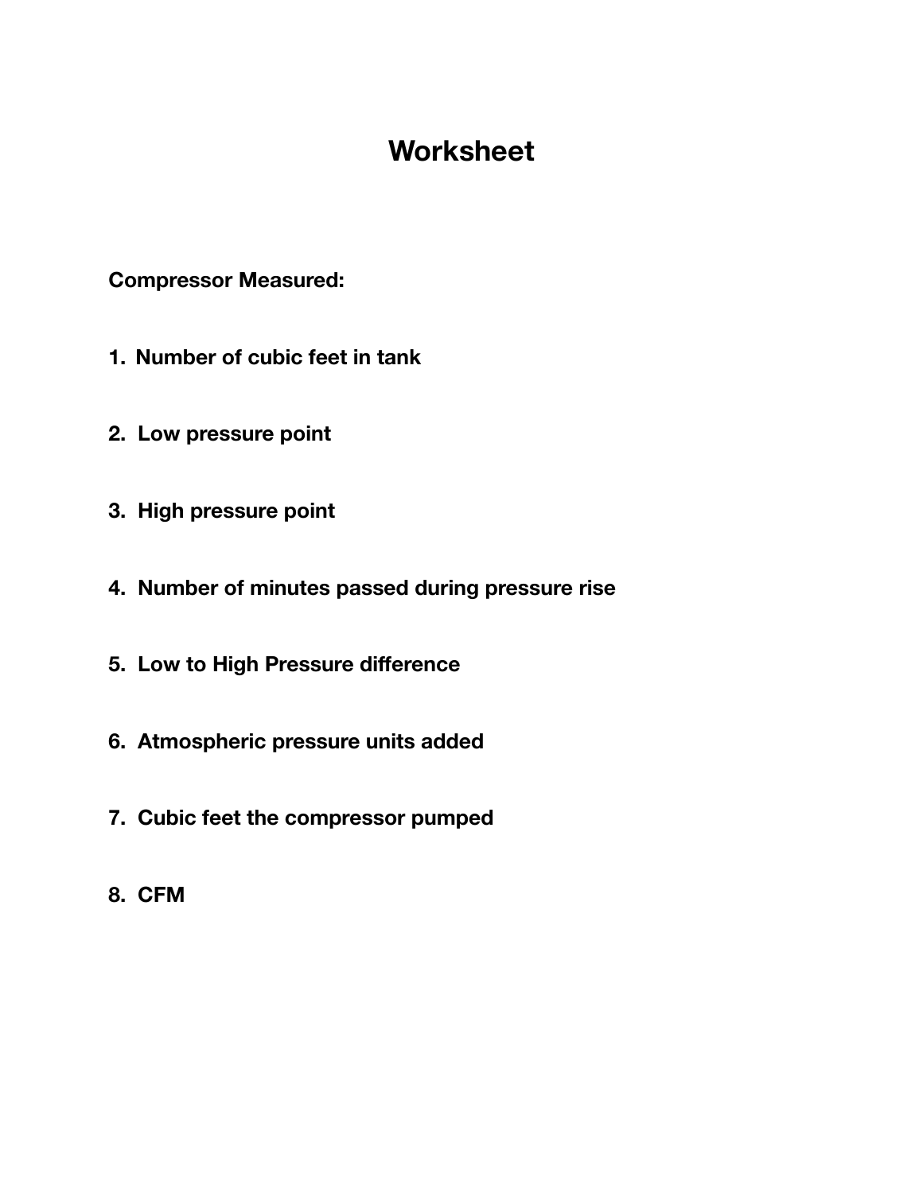# Worksheet

**Compressor Measured:**

1. **Number of cubic feet in tank**

2. **Low pressure point**

3. **High pressure point**

4. **Number of minutes passed during pressure rise**

5. **Low to High Pressure difference**

6. **Atmospheric pressure units added**

7. **Cubic feet the compressor pumped**

8. **CFM**